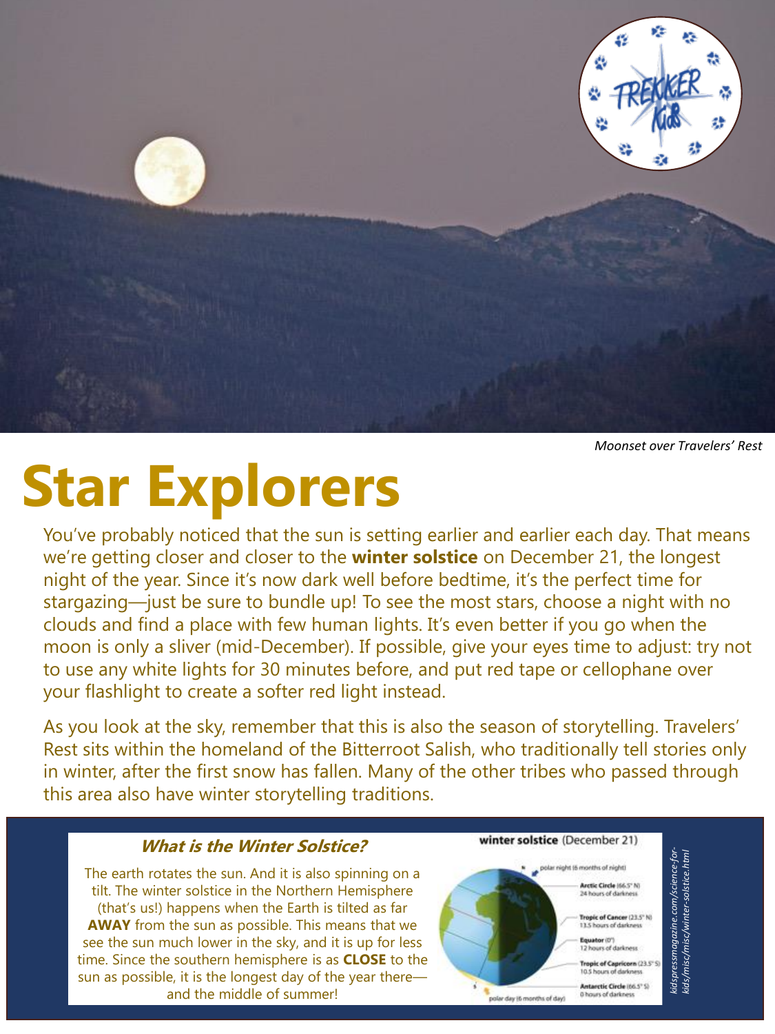Moonset over Travelers' Rest

# Star Explorers

You've probably noticed that the sun is setting earlier and earlier each day. That means we're getting closer and closer to the **winter solstice** on December 21, the longest night of the year. Since it's now dark well before bedtime, it's the perfect time for stargazing—just be sure to bundle up! To see the most stars, choose a night with no clouds and find a place with few human lights. It's even better if you go when the moon is only a sliver (mid-December). If possible, give your eyes time to adjust: try not to use any white lights for 30 minutes before, and put red tape or cellophane over your flashlight to create a softer red light instead.

As you look at the sky, remember that this is also the season of storytelling. Travelers' Rest sits within the homeland of the Bitterroot Salish, who traditionally tell stories only in winter, after the first snow has fallen. Many of the other tribes who passed through this area also have winter storytelling traditions.

### *What is the Winter Solstice?*

The earth rotates the sun. And it is also spinning on a tilt. The winter solstice in the Northern Hemisphere (that's us!) happens when the Earth is tilted as far **AWAY** from the sun as possible. This means that we see the sun much lower in the sky, and it is up for less time. Since the southern hemisphere is as **CLOSE** to the sun as possible, it is the longest day of the year there—and the middle of summer!

**winter solstice** (December 21)

- polar night (6 months of night)
- **Arctic Circle** (66.5° N) 24 hours of darkness
- **Tropic of Cancer** (23.5° N) 13.5 hours of darkness
- **Equator** (0°) 12 hours of darkness
- **Tropic of Capricorn** (23.5° S) 10.5 hours of darkness
- **Antarctic Circle** (66.5° S) 0 hours of darkness
- polar day (6 months of day)

*kidspressmagazine.com/science-for-kids/misc/winter-solstice.html*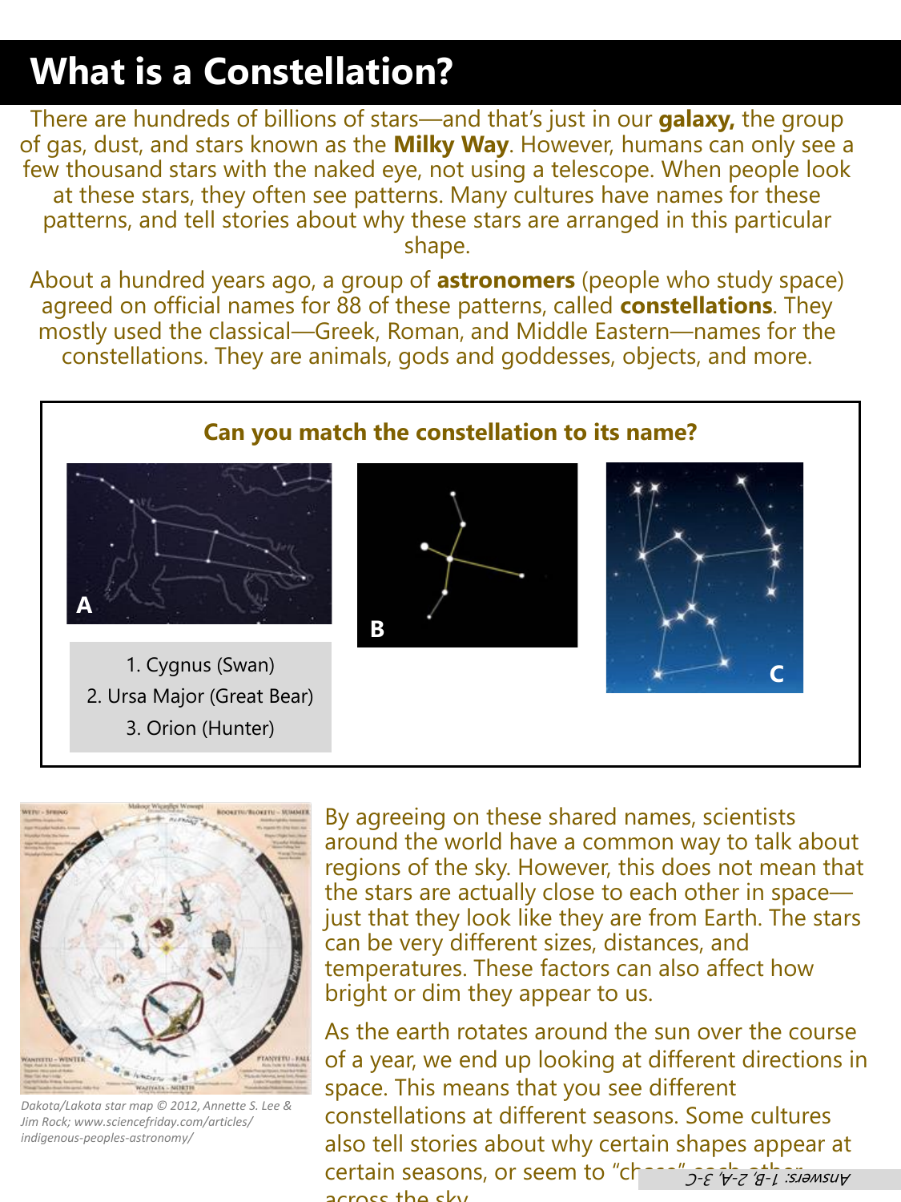# What is a Constellation?

There are hundreds of billions of stars—and that's just in our **galaxy,** the group of gas, dust, and stars known as the **Milky Way**. However, humans can only see a few thousand stars with the naked eye, not using a telescope. When people look at these stars, they often see patterns. Many cultures have names for these patterns, and tell stories about why these stars are arranged in this particular shape.

About a hundred years ago, a group of **astronomers** (people who study space) agreed on official names for 88 of these patterns, called **constellations**. They mostly used the classical—Greek, Roman, and Middle Eastern—names for the constellations. They are animals, gods and goddesses, objects, and more.

**Can you match the constellation to its name?**

A

B

C

1. Cygnus (Swan)
2. Ursa Major (Great Bear)
3. Orion (Hunter)

*Dakota/Lakota star map © 2012, Annette S. Lee & Jim Rock; www.sciencefriday.com/articles/indigenous-peoples-astronomy/*

By agreeing on these shared names, scientists around the world have a common way to talk about regions of the sky. However, this does not mean that the stars are actually close to each other in space—just that they look like they are from Earth. The stars can be very different sizes, distances, and temperatures. These factors can also affect how bright or dim they appear to us.

As the earth rotates around the sun over the course of a year, we end up looking at different directions in space. This means that you see different constellations at different seasons. Some cultures also tell stories about why certain shapes appear at certain seasons, or seem to "chase" each other across the sky.

*Answers: 1-B, 2-A, 3-C*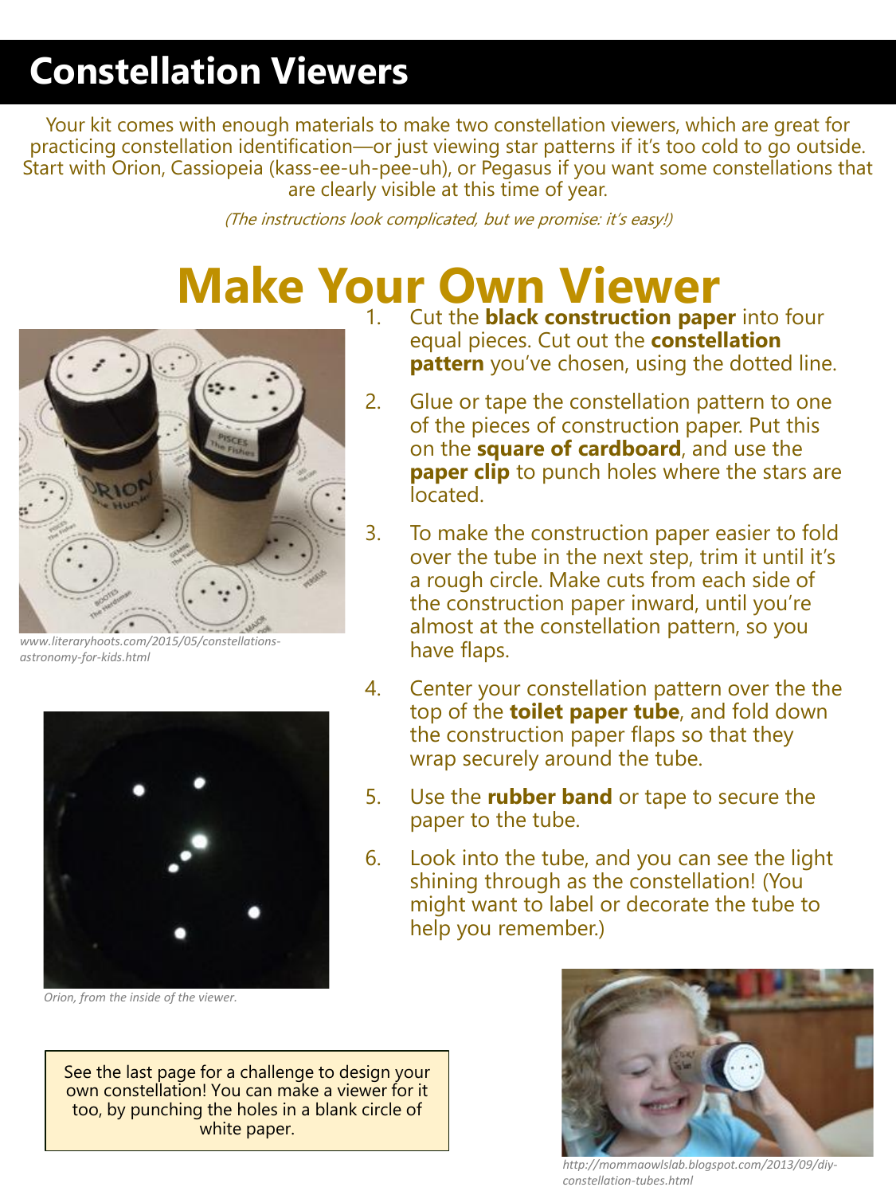# Constellation Viewers

Your kit comes with enough materials to make two constellation viewers, which are great for practicing constellation identification—or just viewing star patterns if it's too cold to go outside. Start with Orion, Cassiopeia (kass-ee-uh-pee-uh), or Pegasus if you want some constellations that are clearly visible at this time of year.

*(The instructions look complicated, but we promise: it's easy!)*

## Make Your Own Viewer

*www.literaryhoots.com/2015/05/constellations-astronomy-for-kids.html*

1. Cut the **black construction paper** into four equal pieces. Cut out the **constellation pattern** you've chosen, using the dotted line.
2. Glue or tape the constellation pattern to one of the pieces of construction paper. Put this on the **square of cardboard**, and use the **paper clip** to punch holes where the stars are located.
3. To make the construction paper easier to fold over the tube in the next step, trim it until it's a rough circle. Make cuts from each side of the construction paper inward, until you're almost at the constellation pattern, so you have flaps.
4. Center your constellation pattern over the the top of the **toilet paper tube**, and fold down the construction paper flaps so that they wrap securely around the tube.
5. Use the **rubber band** or tape to secure the paper to the tube.
6. Look into the tube, and you can see the light shining through as the constellation! (You might want to label or decorate the tube to help you remember.)

*Orion, from the inside of the viewer.*

See the last page for a challenge to design your own constellation! You can make a viewer for it too, by punching the holes in a blank circle of white paper.

*http://mommaowlslab.blogspot.com/2013/09/diy-constellation-tubes.html*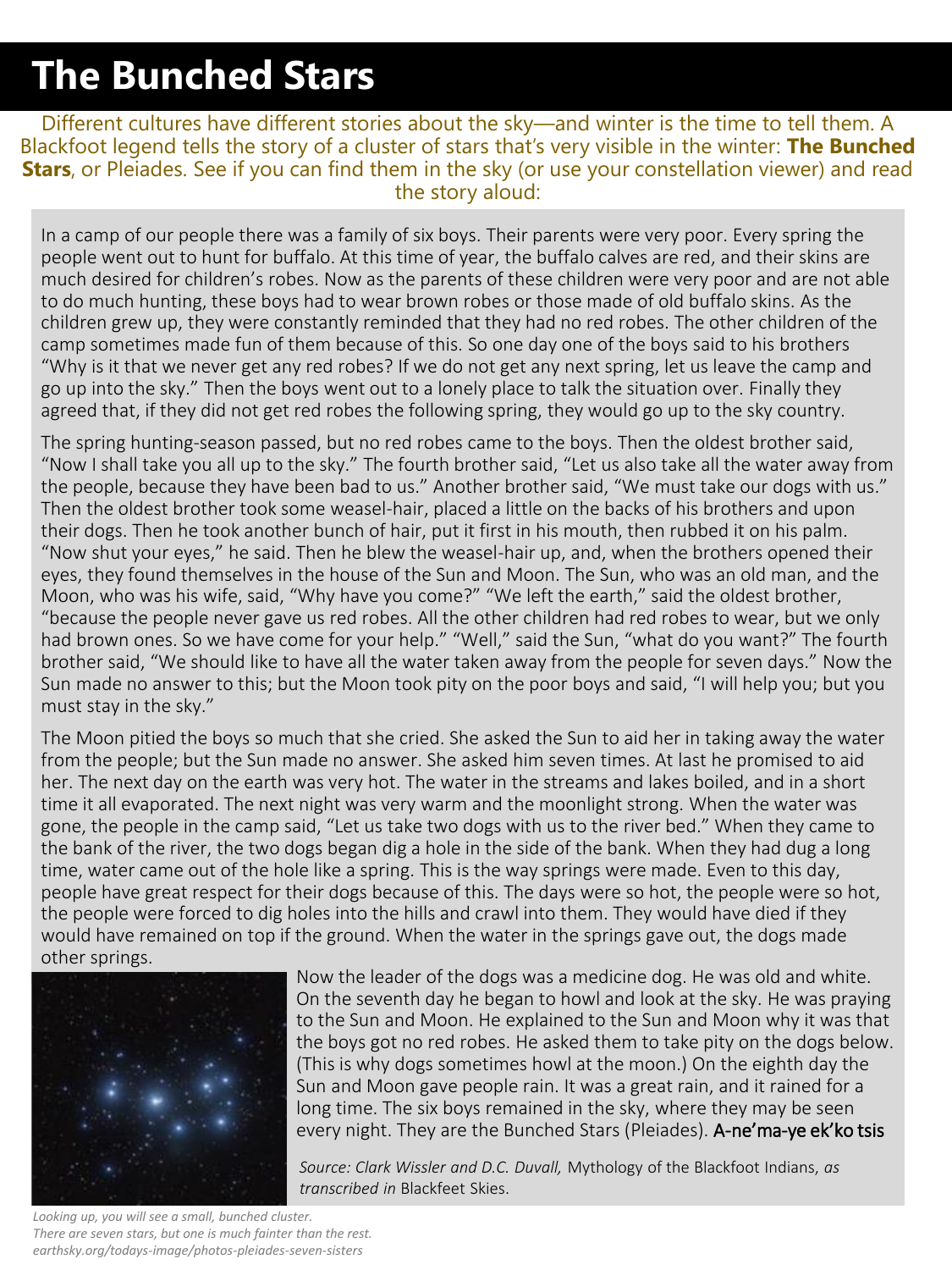# The Bunched Stars

Different cultures have different stories about the sky—and winter is the time to tell them. A Blackfoot legend tells the story of a cluster of stars that's very visible in the winter: **The Bunched Stars**, or Pleiades. See if you can find them in the sky (or use your constellation viewer) and read the story aloud:

In a camp of our people there was a family of six boys. Their parents were very poor. Every spring the people went out to hunt for buffalo. At this time of year, the buffalo calves are red, and their skins are much desired for children's robes. Now as the parents of these children were very poor and are not able to do much hunting, these boys had to wear brown robes or those made of old buffalo skins. As the children grew up, they were constantly reminded that they had no red robes. The other children of the camp sometimes made fun of them because of this. So one day one of the boys said to his brothers "Why is it that we never get any red robes? If we do not get any next spring, let us leave the camp and go up into the sky." Then the boys went out to a lonely place to talk the situation over. Finally they agreed that, if they did not get red robes the following spring, they would go up to the sky country.

The spring hunting-season passed, but no red robes came to the boys. Then the oldest brother said, "Now I shall take you all up to the sky." The fourth brother said, "Let us also take all the water away from the people, because they have been bad to us." Another brother said, "We must take our dogs with us." Then the oldest brother took some weasel-hair, placed a little on the backs of his brothers and upon their dogs. Then he took another bunch of hair, put it first in his mouth, then rubbed it on his palm. "Now shut your eyes," he said. Then he blew the weasel-hair up, and, when the brothers opened their eyes, they found themselves in the house of the Sun and Moon. The Sun, who was an old man, and the Moon, who was his wife, said, "Why have you come?" "We left the earth," said the oldest brother, "because the people never gave us red robes. All the other children had red robes to wear, but we only had brown ones. So we have come for your help." "Well," said the Sun, "what do you want?" The fourth brother said, "We should like to have all the water taken away from the people for seven days." Now the Sun made no answer to this; but the Moon took pity on the poor boys and said, "I will help you; but you must stay in the sky."

The Moon pitied the boys so much that she cried. She asked the Sun to aid her in taking away the water from the people; but the Sun made no answer. She asked him seven times. At last he promised to aid her. The next day on the earth was very hot. The water in the streams and lakes boiled, and in a short time it all evaporated. The next night was very warm and the moonlight strong. When the water was gone, the people in the camp said, "Let us take two dogs with us to the river bed." When they came to the bank of the river, the two dogs began dig a hole in the side of the bank. When they had dug a long time, water came out of the hole like a spring. This is the way springs were made. Even to this day, people have great respect for their dogs because of this. The days were so hot, the people were so hot, the people were forced to dig holes into the hills and crawl into them. They would have died if they would have remained on top if the ground. When the water in the springs gave out, the dogs made other springs.

Now the leader of the dogs was a medicine dog. He was old and white. On the seventh day he began to howl and look at the sky. He was praying to the Sun and Moon. He explained to the Sun and Moon why it was that the boys got no red robes. He asked them to take pity on the dogs below. (This is why dogs sometimes howl at the moon.) On the eighth day the Sun and Moon gave people rain. It was a great rain, and it rained for a long time. The six boys remained in the sky, where they may be seen every night. They are the Bunched Stars (Pleiades). A-ne'ma-ye ek'ko tsis

*Source: Clark Wissler and D.C. Duvall,* Mythology of the Blackfoot Indians, *as transcribed in* Blackfeet Skies.

*Looking up, you will see a small, bunched cluster. There are seven stars, but one is much fainter than the rest. earthsky.org/todays-image/photos-pleiades-seven-sisters*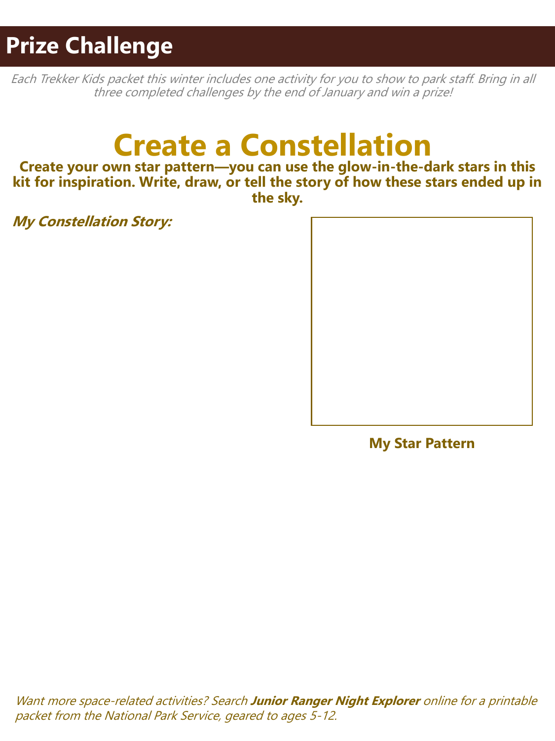# Prize Challenge

*Each Trekker Kids packet this winter includes one activity for you to show to park staff. Bring in all three completed challenges by the end of January and win a prize!*

## Create a Constellation

**Create your own star pattern—you can use the glow-in-the-dark stars in this kit for inspiration. Write, draw, or tell the story of how these stars ended up in the sky.**

***My Constellation Story:***

**My Star Pattern**

*Want more space-related activities? Search **Junior Ranger Night Explorer** online for a printable packet from the National Park Service, geared to ages 5-12.*